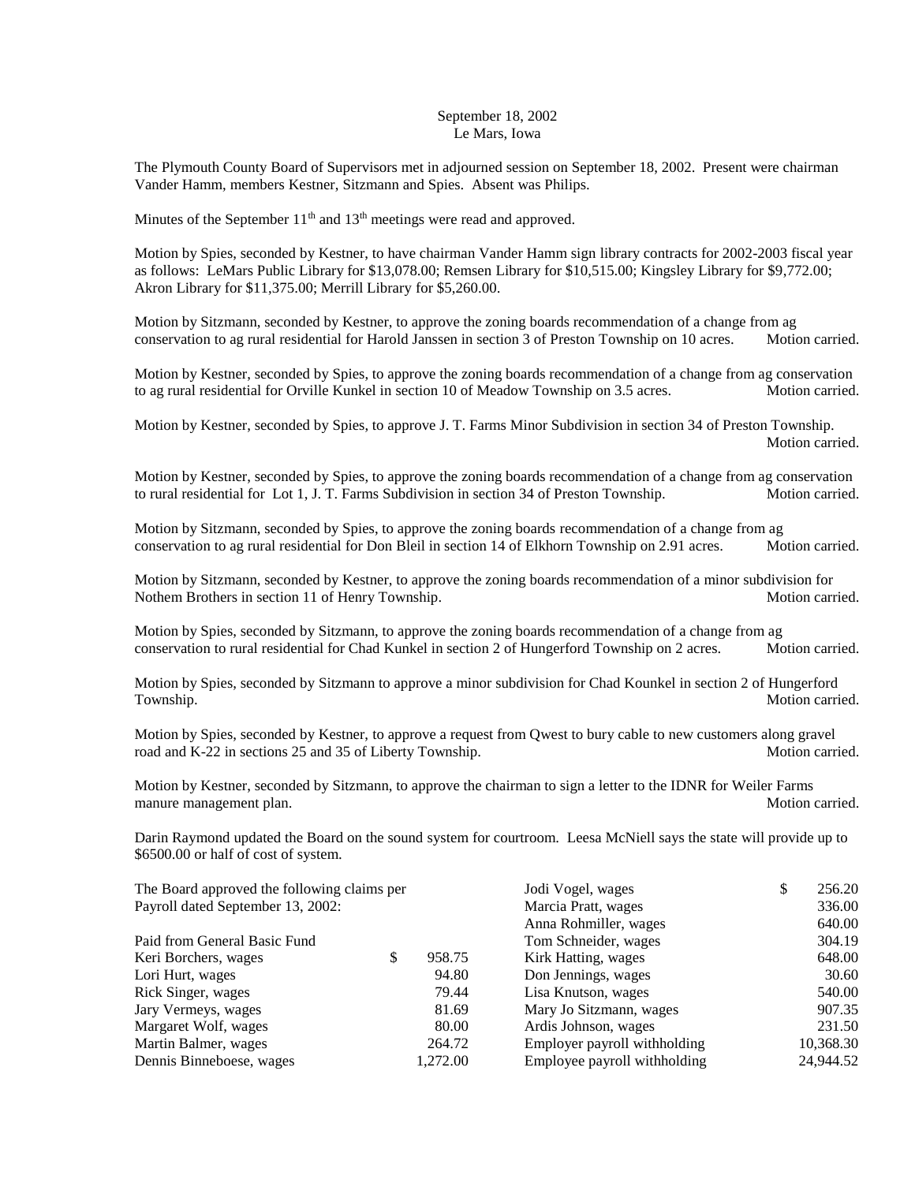September 18, 2002
Le Mars, Iowa

The Plymouth County Board of Supervisors met in adjourned session on September 18, 2002. Present were chairman Vander Hamm, members Kestner, Sitzmann and Spies. Absent was Philips.

Minutes of the September 11th and 13th meetings were read and approved.

Motion by Spies, seconded by Kestner, to have chairman Vander Hamm sign library contracts for 2002-2003 fiscal year as follows: LeMars Public Library for $13,078.00; Remsen Library for $10,515.00; Kingsley Library for $9,772.00; Akron Library for $11,375.00; Merrill Library for $5,260.00.

Motion by Sitzmann, seconded by Kestner, to approve the zoning boards recommendation of a change from ag conservation to ag rural residential for Harold Janssen in section 3 of Preston Township on 10 acres. Motion carried.

Motion by Kestner, seconded by Spies, to approve the zoning boards recommendation of a change from ag conservation to ag rural residential for Orville Kunkel in section 10 of Meadow Township on 3.5 acres. Motion carried.

Motion by Kestner, seconded by Spies, to approve J. T. Farms Minor Subdivision in section 34 of Preston Township. Motion carried.

Motion by Kestner, seconded by Spies, to approve the zoning boards recommendation of a change from ag conservation to rural residential for Lot 1, J. T. Farms Subdivision in section 34 of Preston Township. Motion carried.

Motion by Sitzmann, seconded by Spies, to approve the zoning boards recommendation of a change from ag conservation to ag rural residential for Don Bleil in section 14 of Elkhorn Township on 2.91 acres. Motion carried.

Motion by Sitzmann, seconded by Kestner, to approve the zoning boards recommendation of a minor subdivision for Nothem Brothers in section 11 of Henry Township. Motion carried.

Motion by Spies, seconded by Sitzmann, to approve the zoning boards recommendation of a change from ag conservation to rural residential for Chad Kunkel in section 2 of Hungerford Township on 2 acres. Motion carried.

Motion by Spies, seconded by Sitzmann to approve a minor subdivision for Chad Kounkel in section 2 of Hungerford Township. Motion carried.

Motion by Spies, seconded by Kestner, to approve a request from Qwest to bury cable to new customers along gravel road and K-22 in sections 25 and 35 of Liberty Township. Motion carried.

Motion by Kestner, seconded by Sitzmann, to approve the chairman to sign a letter to the IDNR for Weiler Farms manure management plan. Motion carried.

Darin Raymond updated the Board on the sound system for courtroom. Leesa McNiell says the state will provide up to $6500.00 or half of cost of system.

The Board approved the following claims per Payroll dated September 13, 2002:

Paid from General Basic Fund

| | |
|---|---|
| Keri Borchers, wages | $ 958.75 |
| Lori Hurt, wages | 94.80 |
| Rick Singer, wages | 79.44 |
| Jary Vermeys, wages | 81.69 |
| Margaret Wolf, wages | 80.00 |
| Martin Balmer, wages | 264.72 |
| Dennis Binneboese, wages | 1,272.00 |
| Jodi Vogel, wages | $ 256.20 |
| Marcia Pratt, wages | 336.00 |
| Anna Rohmiller, wages | 640.00 |
| Tom Schneider, wages | 304.19 |
| Kirk Hatting, wages | 648.00 |
| Don Jennings, wages | 30.60 |
| Lisa Knutson, wages | 540.00 |
| Mary Jo Sitzmann, wages | 907.35 |
| Ardis Johnson, wages | 231.50 |
| Employer payroll withholding | 10,368.30 |
| Employee payroll withholding | 24,944.52 |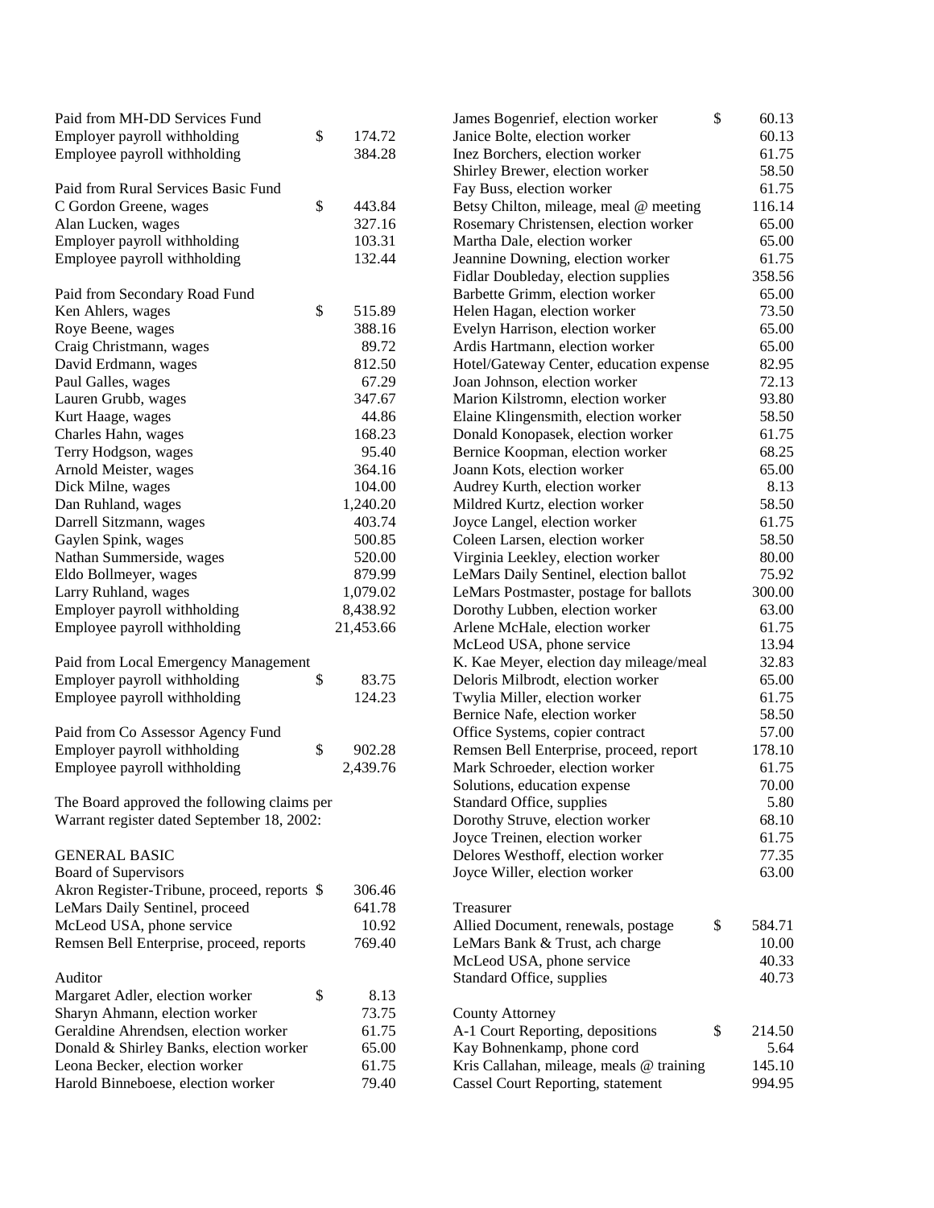Paid from MH-DD Services Fund

| | | |
|---|---|---|
| Employer payroll withholding | $ | 174.72 |
| Employee payroll withholding | | 384.28 |

Paid from Rural Services Basic Fund

| | | |
|---|---|---|
| C Gordon Greene, wages | $ | 443.84 |
| Alan Lucken, wages | | 327.16 |
| Employer payroll withholding | | 103.31 |
| Employee payroll withholding | | 132.44 |

Paid from Secondary Road Fund

| | | |
|---|---|---|
| Ken Ahlers, wages | $ | 515.89 |
| Roye Beene, wages | | 388.16 |
| Craig Christmann, wages | | 89.72 |
| David Erdmann, wages | | 812.50 |
| Paul Galles, wages | | 67.29 |
| Lauren Grubb, wages | | 347.67 |
| Kurt Haage, wages | | 44.86 |
| Charles Hahn, wages | | 168.23 |
| Terry Hodgson, wages | | 95.40 |
| Arnold Meister, wages | | 364.16 |
| Dick Milne, wages | | 104.00 |
| Dan Ruhland, wages | | 1,240.20 |
| Darrell Sitzmann, wages | | 403.74 |
| Gaylen Spink, wages | | 500.85 |
| Nathan Summerside, wages | | 520.00 |
| Eldo Bollmeyer, wages | | 879.99 |
| Larry Ruhland, wages | | 1,079.02 |
| Employer payroll withholding | | 8,438.92 |
| Employee payroll withholding | | 21,453.66 |

Paid from Local Emergency Management

| | | |
|---|---|---|
| Employer payroll withholding | $ | 83.75 |
| Employee payroll withholding | | 124.23 |

Paid from Co Assessor Agency Fund

| | | |
|---|---|---|
| Employer payroll withholding | $ | 902.28 |
| Employee payroll withholding | | 2,439.76 |

The Board approved the following claims per Warrant register dated September 18, 2002:

GENERAL BASIC

Board of Supervisors

| | | |
|---|---|---|
| Akron Register-Tribune, proceed, reports | $ | 306.46 |
| LeMars Daily Sentinel, proceed | | 641.78 |
| McLeod USA, phone service | | 10.92 |
| Remsen Bell Enterprise, proceed, reports | | 769.40 |

Auditor

| | | |
|---|---|---|
| Margaret Adler, election worker | $ | 8.13 |
| Sharyn Ahmann, election worker | | 73.75 |
| Geraldine Ahrendsen, election worker | | 61.75 |
| Donald & Shirley Banks, election worker | | 65.00 |
| Leona Becker, election worker | | 61.75 |
| Harold Binneboese, election worker | | 79.40 |
| James Bogenrief, election worker | $ | 60.13 |
| Janice Bolte, election worker | | 60.13 |
| Inez Borchers, election worker | | 61.75 |
| Shirley Brewer, election worker | | 58.50 |
| Fay Buss, election worker | | 61.75 |
| Betsy Chilton, mileage, meal @ meeting | | 116.14 |
| Rosemary Christensen, election worker | | 65.00 |
| Martha Dale, election worker | | 65.00 |
| Jeannine Downing, election worker | | 61.75 |
| Fidlar Doubleday, election supplies | | 358.56 |
| Barbette Grimm, election worker | | 65.00 |
| Helen Hagan, election worker | | 73.50 |
| Evelyn Harrison, election worker | | 65.00 |
| Ardis Hartmann, election worker | | 65.00 |
| Hotel/Gateway Center, education expense | | 82.95 |
| Joan Johnson, election worker | | 72.13 |
| Marion Kilstromn, election worker | | 93.80 |
| Elaine Klingensmith, election worker | | 58.50 |
| Donald Konopasek, election worker | | 61.75 |
| Bernice Koopman, election worker | | 68.25 |
| Joann Kots, election worker | | 65.00 |
| Audrey Kurth, election worker | | 8.13 |
| Mildred Kurtz, election worker | | 58.50 |
| Joyce Langel, election worker | | 61.75 |
| Coleen Larsen, election worker | | 58.50 |
| Virginia Leekley, election worker | | 80.00 |
| LeMars Daily Sentinel, election ballot | | 75.92 |
| LeMars Postmaster, postage for ballots | | 300.00 |
| Dorothy Lubben, election worker | | 63.00 |
| Arlene McHale, election worker | | 61.75 |
| McLeod USA, phone service | | 13.94 |
| K. Kae Meyer, election day mileage/meal | | 32.83 |
| Deloris Milbrodt, election worker | | 65.00 |
| Twylia Miller, election worker | | 61.75 |
| Bernice Nafe, election worker | | 58.50 |
| Office Systems, copier contract | | 57.00 |
| Remsen Bell Enterprise, proceed, report | | 178.10 |
| Mark Schroeder, election worker | | 61.75 |
| Solutions, education expense | | 70.00 |
| Standard Office, supplies | | 5.80 |
| Dorothy Struve, election worker | | 68.10 |
| Joyce Treinen, election worker | | 61.75 |
| Delores Westhoff, election worker | | 77.35 |
| Joyce Willer, election worker | | 63.00 |

Treasurer

| | | |
|---|---|---|
| Allied Document, renewals, postage | $ | 584.71 |
| LeMars Bank & Trust, ach charge | | 10.00 |
| McLeod USA, phone service | | 40.33 |
| Standard Office, supplies | | 40.73 |

County Attorney

| | | |
|---|---|---|
| A-1 Court Reporting, depositions | $ | 214.50 |
| Kay Bohnenkamp, phone cord | | 5.64 |
| Kris Callahan, mileage, meals @ training | | 145.10 |
| Cassel Court Reporting, statement | | 994.95 |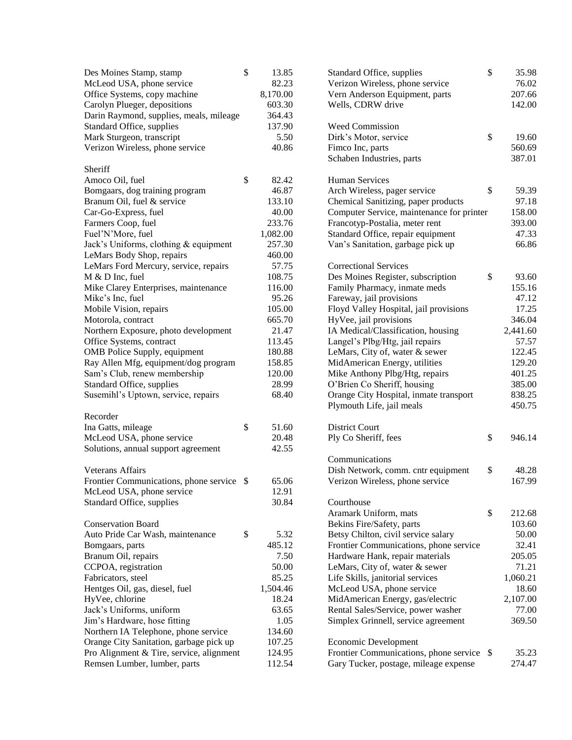| | | |
|---|---|---|
| Des Moines Stamp, stamp | $ | 13.85 |
| McLeod USA, phone service | | 82.23 |
| Office Systems, copy machine | | 8,170.00 |
| Carolyn Plueger, depositions | | 603.30 |
| Darin Raymond, supplies, meals, mileage | | 364.43 |
| Standard Office, supplies | | 137.90 |
| Mark Sturgeon, transcript | | 5.50 |
| Verizon Wireless, phone service | | 40.86 |

Sheriff

| | | |
|---|---|---|
| Amoco Oil, fuel | $ | 82.42 |
| Bomgaars, dog training program | | 46.87 |
| Branum Oil, fuel & service | | 133.10 |
| Car-Go-Express, fuel | | 40.00 |
| Farmers Coop, fuel | | 233.76 |
| Fuel'N'More, fuel | | 1,082.00 |
| Jack's Uniforms, clothing & equipment | | 257.30 |
| LeMars Body Shop, repairs | | 460.00 |
| LeMars Ford Mercury, service, repairs | | 57.75 |
| M & D Inc, fuel | | 108.75 |
| Mike Clarey Enterprises, maintenance | | 116.00 |
| Mike's Inc, fuel | | 95.26 |
| Mobile Vision, repairs | | 105.00 |
| Motorola, contract | | 665.70 |
| Northern Exposure, photo development | | 21.47 |
| Office Systems, contract | | 113.45 |
| OMB Police Supply, equipment | | 180.88 |
| Ray Allen Mfg, equipment/dog program | | 158.85 |
| Sam's Club, renew membership | | 120.00 |
| Standard Office, supplies | | 28.99 |
| Susemihl's Uptown, service, repairs | | 68.40 |

Recorder

| | | |
|---|---|---|
| Ina Gatts, mileage | $ | 51.60 |
| McLeod USA, phone service | | 20.48 |
| Solutions, annual support agreement | | 42.55 |

Veterans Affairs

| | | |
|---|---|---|
| Frontier Communications, phone service | $ | 65.06 |
| McLeod USA, phone service | | 12.91 |
| Standard Office, supplies | | 30.84 |

Conservation Board

| | | |
|---|---|---|
| Auto Pride Car Wash, maintenance | $ | 5.32 |
| Bomgaars, parts | | 485.12 |
| Branum Oil, repairs | | 7.50 |
| CCPOA, registration | | 50.00 |
| Fabricators, steel | | 85.25 |
| Hentges Oil, gas, diesel, fuel | | 1,504.46 |
| HyVee, chlorine | | 18.24 |
| Jack's Uniforms, uniform | | 63.65 |
| Jim's Hardware, hose fitting | | 1.05 |
| Northern IA Telephone, phone service | | 134.60 |
| Orange City Sanitation, garbage pick up | | 107.25 |
| Pro Alignment & Tire, service, alignment | | 124.95 |
| Remsen Lumber, lumber, parts | | 112.54 |
| Standard Office, supplies | $ | 35.98 |
| Verizon Wireless, phone service | | 76.02 |
| Vern Anderson Equipment, parts | | 207.66 |
| Wells, CDRW drive | | 142.00 |

Weed Commission

| | | |
|---|---|---|
| Dirk's Motor, service | $ | 19.60 |
| Fimco Inc, parts | | 560.69 |
| Schaben Industries, parts | | 387.01 |

Human Services

| | | |
|---|---|---|
| Arch Wireless, pager service | $ | 59.39 |
| Chemical Sanitizing, paper products | | 97.18 |
| Computer Service, maintenance for printer | | 158.00 |
| Francotyp-Postalia, meter rent | | 393.00 |
| Standard Office, repair equipment | | 47.33 |
| Van's Sanitation, garbage pick up | | 66.86 |

Correctional Services

| | | |
|---|---|---|
| Des Moines Register, subscription | $ | 93.60 |
| Family Pharmacy, inmate meds | | 155.16 |
| Fareway, jail provisions | | 47.12 |
| Floyd Valley Hospital, jail provisions | | 17.25 |
| HyVee, jail provisions | | 346.04 |
| IA Medical/Classification, housing | | 2,441.60 |
| Langel's Plbg/Htg, jail repairs | | 57.57 |
| LeMars, City of, water & sewer | | 122.45 |
| MidAmerican Energy, utilities | | 129.20 |
| Mike Anthony Plbg/Htg, repairs | | 401.25 |
| O'Brien Co Sheriff, housing | | 385.00 |
| Orange City Hospital, inmate transport | | 838.25 |
| Plymouth Life, jail meals | | 450.75 |

District Court

| | | |
|---|---|---|
| Ply Co Sheriff, fees | $ | 946.14 |

Communications

| | | |
|---|---|---|
| Dish Network, comm. cntr equipment | $ | 48.28 |
| Verizon Wireless, phone service | | 167.99 |

Courthouse

| | | |
|---|---|---|
| Aramark Uniform, mats | $ | 212.68 |
| Bekins Fire/Safety, parts | | 103.60 |
| Betsy Chilton, civil service salary | | 50.00 |
| Frontier Communications, phone service | | 32.41 |
| Hardware Hank, repair materials | | 205.05 |
| LeMars, City of, water & sewer | | 71.21 |
| Life Skills, janitorial services | | 1,060.21 |
| McLeod USA, phone service | | 18.60 |
| MidAmerican Energy, gas/electric | | 2,107.00 |
| Rental Sales/Service, power washer | | 77.00 |
| Simplex Grinnell, service agreement | | 369.50 |

Economic Development

| | | |
|---|---|---|
| Frontier Communications, phone service | $ | 35.23 |
| Gary Tucker, postage, mileage expense | | 274.47 |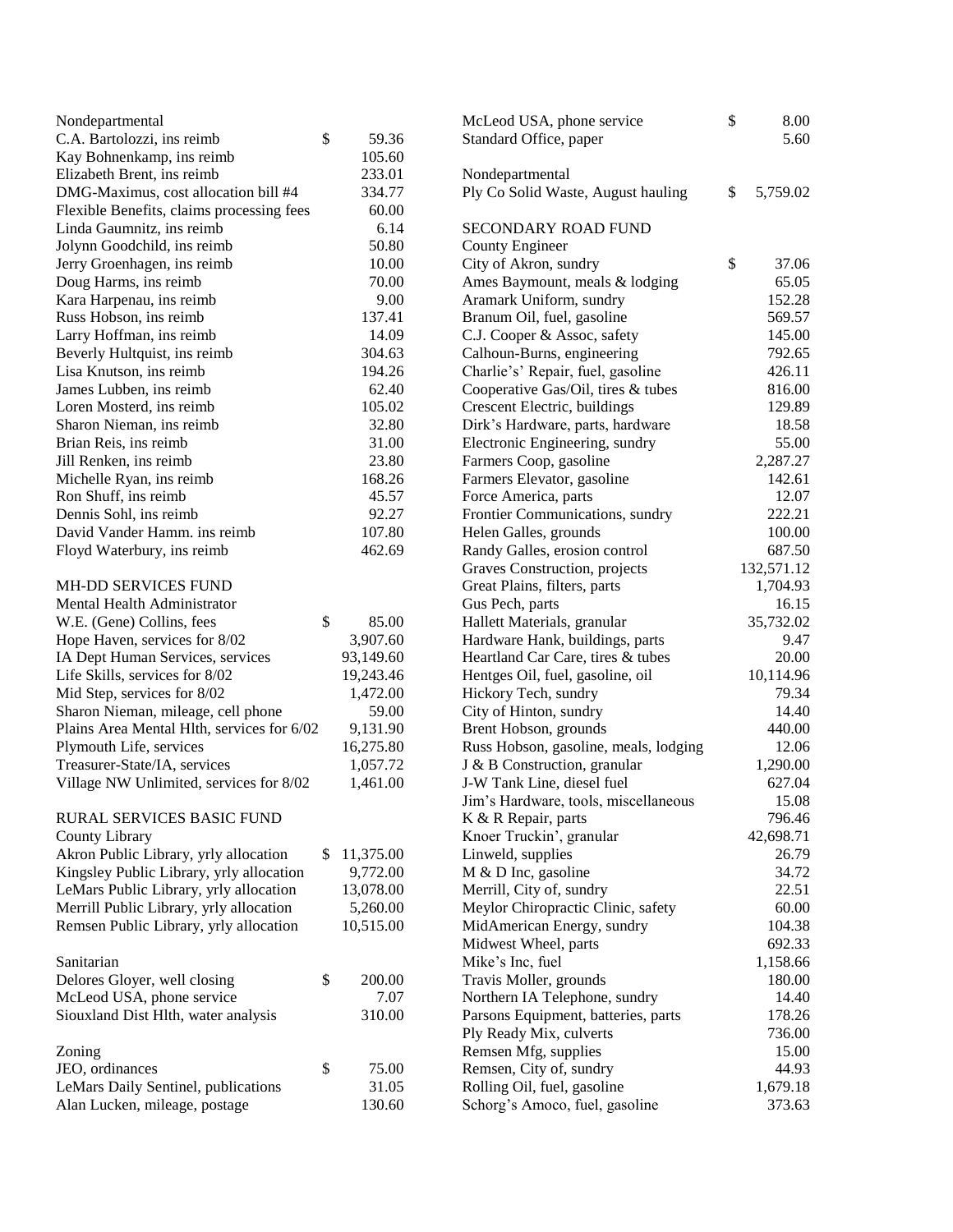Nondepartmental

| | |
|---|---|
| C.A. Bartolozzi, ins reimb | $ 59.36 |
| Kay Bohnenkamp, ins reimb | 105.60 |
| Elizabeth Brent, ins reimb | 233.01 |
| DMG-Maximus, cost allocation bill #4 | 334.77 |
| Flexible Benefits, claims processing fees | 60.00 |
| Linda Gaumnitz, ins reimb | 6.14 |
| Jolynn Goodchild, ins reimb | 50.80 |
| Jerry Groenhagen, ins reimb | 10.00 |
| Doug Harms, ins reimb | 70.00 |
| Kara Harpenau, ins reimb | 9.00 |
| Russ Hobson, ins reimb | 137.41 |
| Larry Hoffman, ins reimb | 14.09 |
| Beverly Hultquist, ins reimb | 304.63 |
| Lisa Knutson, ins reimb | 194.26 |
| James Lubben, ins reimb | 62.40 |
| Loren Mosterd, ins reimb | 105.02 |
| Sharon Nieman, ins reimb | 32.80 |
| Brian Reis, ins reimb | 31.00 |
| Jill Renken, ins reimb | 23.80 |
| Michelle Ryan, ins reimb | 168.26 |
| Ron Shuff, ins reimb | 45.57 |
| Dennis Sohl, ins reimb | 92.27 |
| David Vander Hamm. ins reimb | 107.80 |
| Floyd Waterbury, ins reimb | 462.69 |

MH-DD SERVICES FUND

Mental Health Administrator

| | |
|---|---|
| W.E. (Gene) Collins, fees | $ 85.00 |
| Hope Haven, services for 8/02 | 3,907.60 |
| IA Dept Human Services, services | 93,149.60 |
| Life Skills, services for 8/02 | 19,243.46 |
| Mid Step, services for 8/02 | 1,472.00 |
| Sharon Nieman, mileage, cell phone | 59.00 |
| Plains Area Mental Hlth, services for 6/02 | 9,131.90 |
| Plymouth Life, services | 16,275.80 |
| Treasurer-State/IA, services | 1,057.72 |
| Village NW Unlimited, services for 8/02 | 1,461.00 |

RURAL SERVICES BASIC FUND

County Library

| | |
|---|---|
| Akron Public Library, yrly allocation | $ 11,375.00 |
| Kingsley Public Library, yrly allocation | 9,772.00 |
| LeMars Public Library, yrly allocation | 13,078.00 |
| Merrill Public Library, yrly allocation | 5,260.00 |
| Remsen Public Library, yrly allocation | 10,515.00 |

Sanitarian

| | |
|---|---|
| Delores Gloyer, well closing | $ 200.00 |
| McLeod USA, phone service | 7.07 |
| Siouxland Dist Hlth, water analysis | 310.00 |

Zoning

| | |
|---|---|
| JEO, ordinances | $ 75.00 |
| LeMars Daily Sentinel, publications | 31.05 |
| Alan Lucken, mileage, postage | 130.60 |
| McLeod USA, phone service | $ 8.00 |
| Standard Office, paper | 5.60 |

Nondepartmental

| | |
|---|---|
| Ply Co Solid Waste, August hauling | $ 5,759.02 |

SECONDARY ROAD FUND

County Engineer

| | |
|---|---|
| City of Akron, sundry | $ 37.06 |
| Ames Baymount, meals & lodging | 65.05 |
| Aramark Uniform, sundry | 152.28 |
| Branum Oil, fuel, gasoline | 569.57 |
| C.J. Cooper & Assoc, safety | 145.00 |
| Calhoun-Burns, engineering | 792.65 |
| Charlie's' Repair, fuel, gasoline | 426.11 |
| Cooperative Gas/Oil, tires & tubes | 816.00 |
| Crescent Electric, buildings | 129.89 |
| Dirk's Hardware, parts, hardware | 18.58 |
| Electronic Engineering, sundry | 55.00 |
| Farmers Coop, gasoline | 2,287.27 |
| Farmers Elevator, gasoline | 142.61 |
| Force America, parts | 12.07 |
| Frontier Communications, sundry | 222.21 |
| Helen Galles, grounds | 100.00 |
| Randy Galles, erosion control | 687.50 |
| Graves Construction, projects | 132,571.12 |
| Great Plains, filters, parts | 1,704.93 |
| Gus Pech, parts | 16.15 |
| Hallett Materials, granular | 35,732.02 |
| Hardware Hank, buildings, parts | 9.47 |
| Heartland Car Care, tires & tubes | 20.00 |
| Hentges Oil, fuel, gasoline, oil | 10,114.96 |
| Hickory Tech, sundry | 79.34 |
| City of Hinton, sundry | 14.40 |
| Brent Hobson, grounds | 440.00 |
| Russ Hobson, gasoline, meals, lodging | 12.06 |
| J & B Construction, granular | 1,290.00 |
| J-W Tank Line, diesel fuel | 627.04 |
| Jim's Hardware, tools, miscellaneous | 15.08 |
| K & R Repair, parts | 796.46 |
| Knoer Truckin', granular | 42,698.71 |
| Linweld, supplies | 26.79 |
| M & D Inc, gasoline | 34.72 |
| Merrill, City of, sundry | 22.51 |
| Meylor Chiropractic Clinic, safety | 60.00 |
| MidAmerican Energy, sundry | 104.38 |
| Midwest Wheel, parts | 692.33 |
| Mike's Inc, fuel | 1,158.66 |
| Travis Moller, grounds | 180.00 |
| Northern IA Telephone, sundry | 14.40 |
| Parsons Equipment, batteries, parts | 178.26 |
| Ply Ready Mix, culverts | 736.00 |
| Remsen Mfg, supplies | 15.00 |
| Remsen, City of, sundry | 44.93 |
| Rolling Oil, fuel, gasoline | 1,679.18 |
| Schorg's Amoco, fuel, gasoline | 373.63 |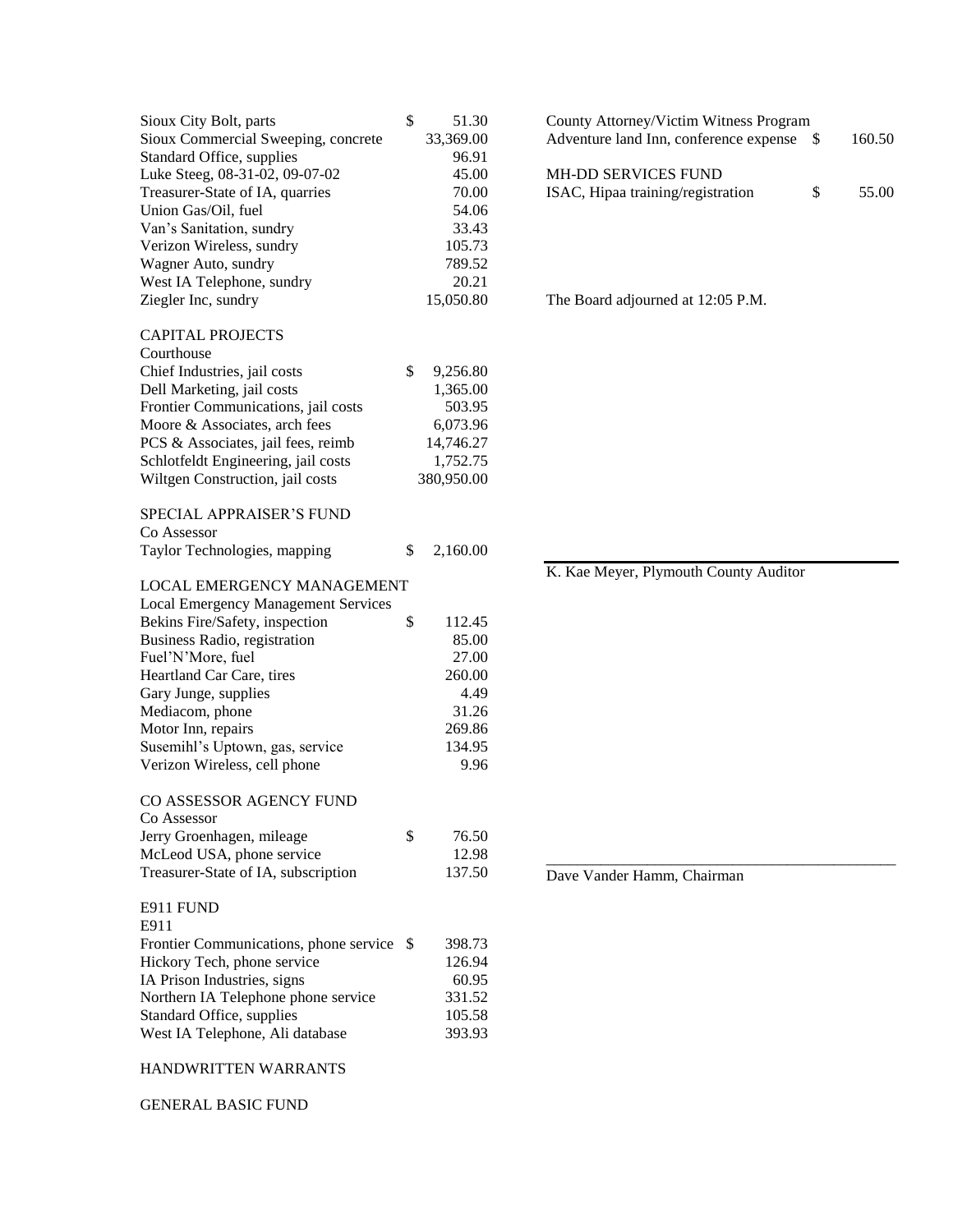| | | |
|---|---|---|
| Sioux City Bolt, parts | $ | 51.30 |
| Sioux Commercial Sweeping, concrete | | 33,369.00 |
| Standard Office, supplies | | 96.91 |
| Luke Steeg, 08-31-02, 09-07-02 | | 45.00 |
| Treasurer-State of IA, quarries | | 70.00 |
| Union Gas/Oil, fuel | | 54.06 |
| Van's Sanitation, sundry | | 33.43 |
| Verizon Wireless, sundry | | 105.73 |
| Wagner Auto, sundry | | 789.52 |
| West IA Telephone, sundry | | 20.21 |
| Ziegler Inc, sundry | | 15,050.80 |

CAPITAL PROJECTS
Courthouse

| | | |
|---|---|---|
| Chief Industries, jail costs | $ | 9,256.80 |
| Dell Marketing, jail costs | | 1,365.00 |
| Frontier Communications, jail costs | | 503.95 |
| Moore & Associates, arch fees | | 6,073.96 |
| PCS & Associates, jail fees, reimb | | 14,746.27 |
| Schlotfeldt Engineering, jail costs | | 1,752.75 |
| Wiltgen Construction, jail costs | | 380,950.00 |

SPECIAL APPRAISER'S FUND
Co Assessor

| | | |
|---|---|---|
| Taylor Technologies, mapping | $ | 2,160.00 |

LOCAL EMERGENCY MANAGEMENT
Local Emergency Management Services

| | | |
|---|---|---|
| Bekins Fire/Safety, inspection | $ | 112.45 |
| Business Radio, registration | | 85.00 |
| Fuel'N'More, fuel | | 27.00 |
| Heartland Car Care, tires | | 260.00 |
| Gary Junge, supplies | | 4.49 |
| Mediacom, phone | | 31.26 |
| Motor Inn, repairs | | 269.86 |
| Susemihl's Uptown, gas, service | | 134.95 |
| Verizon Wireless, cell phone | | 9.96 |

CO ASSESSOR AGENCY FUND
Co Assessor

| | | |
|---|---|---|
| Jerry Groenhagen, mileage | $ | 76.50 |
| McLeod USA, phone service | | 12.98 |
| Treasurer-State of IA, subscription | | 137.50 |

E911 FUND
E911

| | | |
|---|---|---|
| Frontier Communications, phone service | $ | 398.73 |
| Hickory Tech, phone service | | 126.94 |
| IA Prison Industries, signs | | 60.95 |
| Northern IA Telephone phone service | | 331.52 |
| Standard Office, supplies | | 105.58 |
| West IA Telephone, Ali database | | 393.93 |

HANDWRITTEN WARRANTS

GENERAL BASIC FUND

County Attorney/Victim Witness Program

| | | |
|---|---|---|
| Adventure land Inn, conference expense | $ | 160.50 |

MH-DD SERVICES FUND

| | | |
|---|---|---|
| ISAC, Hipaa training/registration | $ | 55.00 |

The Board adjourned at 12:05 P.M.

K. Kae Meyer, Plymouth County Auditor

\_\_\_\_\_\_\_\_\_\_\_\_\_\_\_\_\_\_\_\_\_\_\_\_\_\_\_\_\_\_\_\_\_\_\_\_\_\_\_\_

Dave Vander Hamm, Chairman